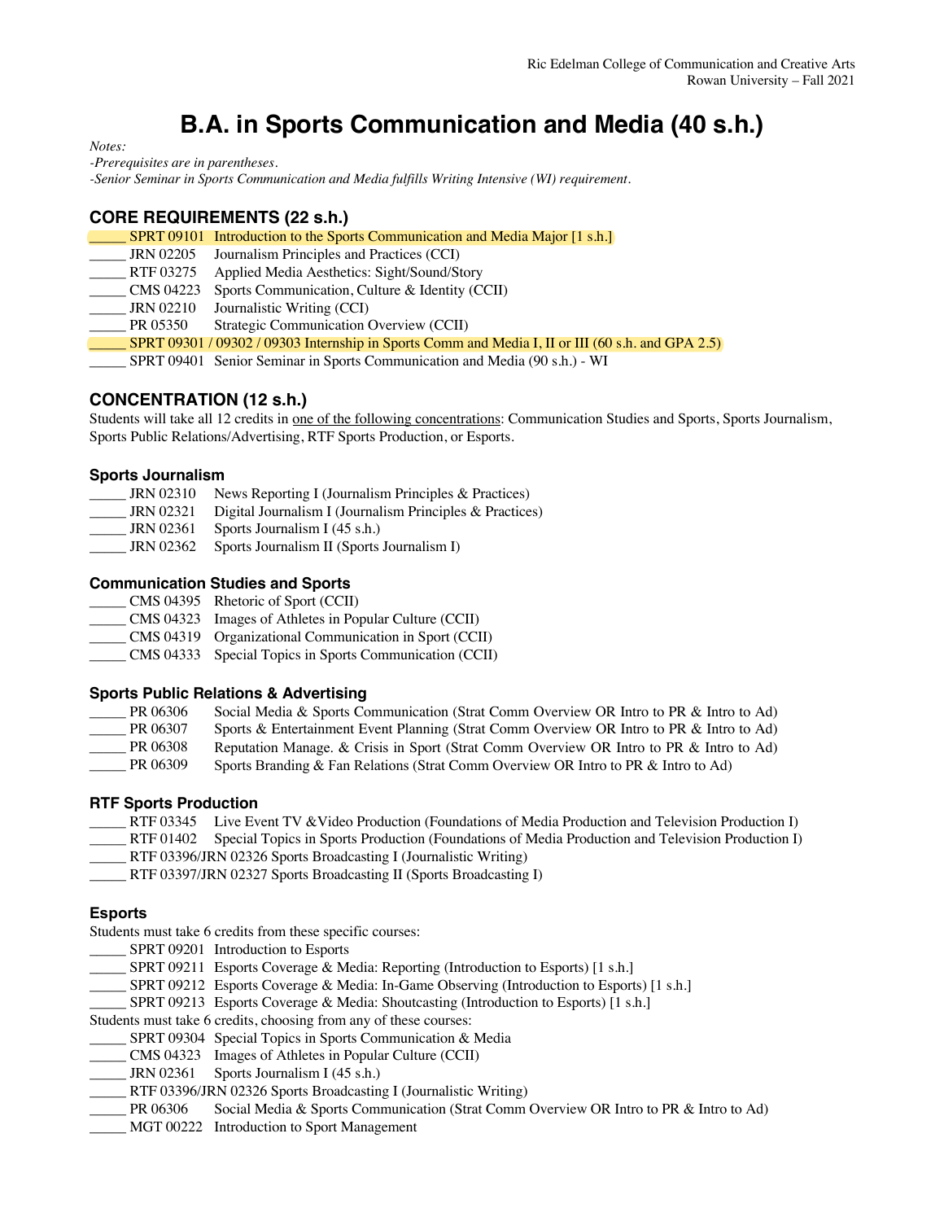Ric Edelman College of Communication and Creative Arts
Rowan University – Fall 2021

# B.A. in Sports Communication and Media (40 s.h.)

*Notes:*
*-Prerequisites are in parentheses.*
*-Senior Seminar in Sports Communication and Media fulfills Writing Intensive (WI) requirement.*

## CORE REQUIREMENTS (22 s.h.)

_____ SPRT 09101 Introduction to the Sports Communication and Media Major [1 s.h.]
_____ JRN 02205 Journalism Principles and Practices (CCI)
_____ RTF 03275 Applied Media Aesthetics: Sight/Sound/Story
_____ CMS 04223 Sports Communication, Culture & Identity (CCII)
_____ JRN 02210 Journalistic Writing (CCI)
_____ PR 05350 Strategic Communication Overview (CCII)
_____ SPRT 09301 / 09302 / 09303 Internship in Sports Comm and Media I, II or III (60 s.h. and GPA 2.5)
_____ SPRT 09401 Senior Seminar in Sports Communication and Media (90 s.h.) - WI

## CONCENTRATION (12 s.h.)

Students will take all 12 credits in one of the following concentrations: Communication Studies and Sports, Sports Journalism, Sports Public Relations/Advertising, RTF Sports Production, or Esports.

### Sports Journalism

_____ JRN 02310 News Reporting I (Journalism Principles & Practices)
_____ JRN 02321 Digital Journalism I (Journalism Principles & Practices)
_____ JRN 02361 Sports Journalism I (45 s.h.)
_____ JRN 02362 Sports Journalism II (Sports Journalism I)

### Communication Studies and Sports

_____ CMS 04395 Rhetoric of Sport (CCII)
_____ CMS 04323 Images of Athletes in Popular Culture (CCII)
_____ CMS 04319 Organizational Communication in Sport (CCII)
_____ CMS 04333 Special Topics in Sports Communication (CCII)

### Sports Public Relations & Advertising

_____ PR 06306 Social Media & Sports Communication (Strat Comm Overview OR Intro to PR & Intro to Ad)
_____ PR 06307 Sports & Entertainment Event Planning (Strat Comm Overview OR Intro to PR & Intro to Ad)
_____ PR 06308 Reputation Manage. & Crisis in Sport (Strat Comm Overview OR Intro to PR & Intro to Ad)
_____ PR 06309 Sports Branding & Fan Relations (Strat Comm Overview OR Intro to PR & Intro to Ad)

### RTF Sports Production

_____ RTF 03345 Live Event TV &Video Production (Foundations of Media Production and Television Production I)
_____ RTF 01402 Special Topics in Sports Production (Foundations of Media Production and Television Production I)
_____ RTF 03396/JRN 02326 Sports Broadcasting I (Journalistic Writing)
_____ RTF 03397/JRN 02327 Sports Broadcasting II (Sports Broadcasting I)

### Esports

Students must take 6 credits from these specific courses:
_____ SPRT 09201 Introduction to Esports
_____ SPRT 09211 Esports Coverage & Media: Reporting (Introduction to Esports) [1 s.h.]
_____ SPRT 09212 Esports Coverage & Media: In-Game Observing (Introduction to Esports) [1 s.h.]
_____ SPRT 09213 Esports Coverage & Media: Shoutcasting (Introduction to Esports) [1 s.h.]
Students must take 6 credits, choosing from any of these courses:
_____ SPRT 09304 Special Topics in Sports Communication & Media
_____ CMS 04323 Images of Athletes in Popular Culture (CCII)
_____ JRN 02361 Sports Journalism I (45 s.h.)
_____ RTF 03396/JRN 02326 Sports Broadcasting I (Journalistic Writing)
_____ PR 06306 Social Media & Sports Communication (Strat Comm Overview OR Intro to PR & Intro to Ad)
_____ MGT 00222 Introduction to Sport Management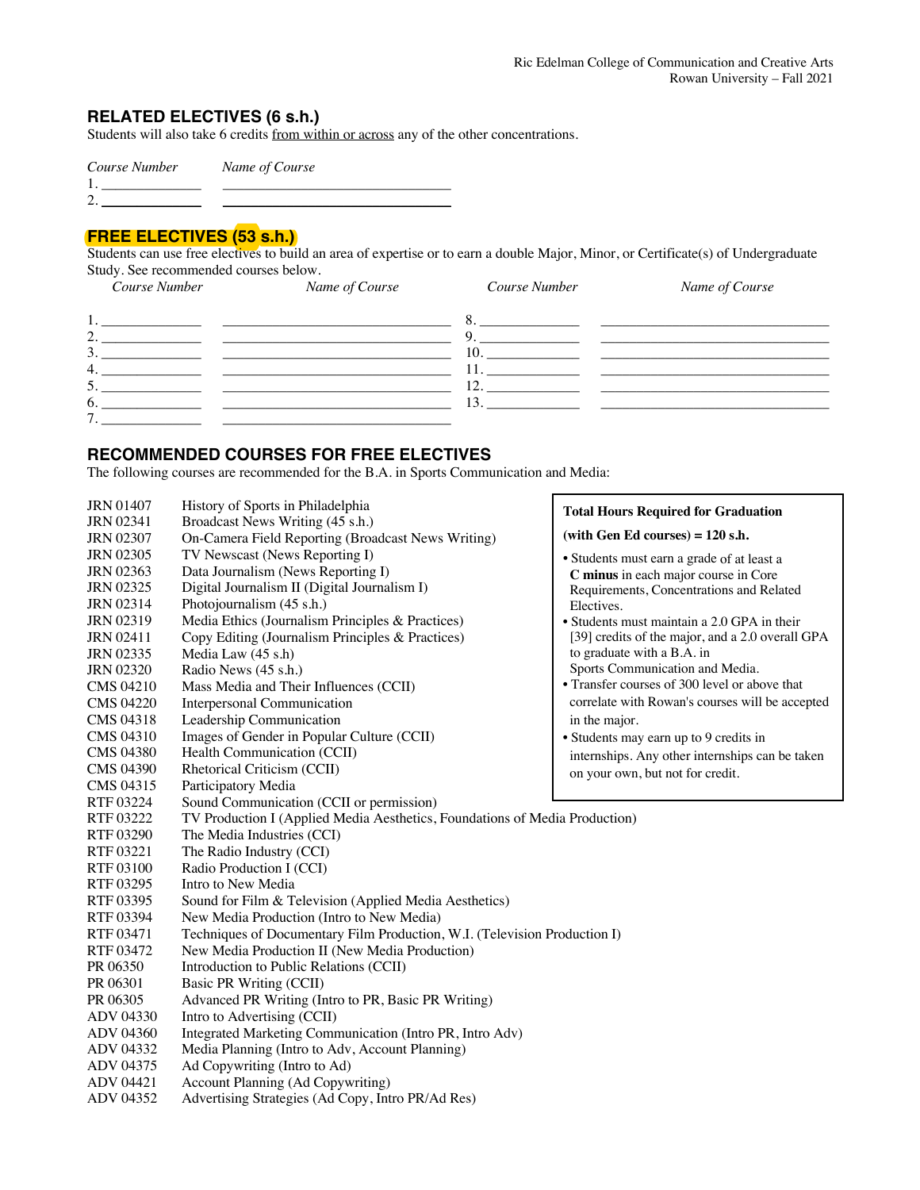## RELATED ELECTIVES (6 s.h.)

Students will also take 6 credits from within or across any of the other concentrations.

| Course Number | Name of Course |
|---|---|
| 1. | |
| 2. | |

## FREE ELECTIVES (53 s.h.)

Students can use free electives to build an area of expertise or to earn a double Major, Minor, or Certificate(s) of Undergraduate Study. See recommended courses below.

| Course Number | Name of Course | Course Number | Name of Course |
|---|---|---|---|
| 1. | | 8. | |
| 2. | | 9. | |
| 3. | | 10. | |
| 4. | | 11. | |
| 5. | | 12. | |
| 6. | | 13. | |
| 7. | | | |

## RECOMMENDED COURSES FOR FREE ELECTIVES

The following courses are recommended for the B.A. in Sports Communication and Media:

| | |
|---|---|
| JRN 01407 | History of Sports in Philadelphia |
| JRN 02341 | Broadcast News Writing (45 s.h.) |
| JRN 02307 | On-Camera Field Reporting (Broadcast News Writing) |
| JRN 02305 | TV Newscast (News Reporting I) |
| JRN 02363 | Data Journalism (News Reporting I) |
| JRN 02325 | Digital Journalism II (Digital Journalism I) |
| JRN 02314 | Photojournalism (45 s.h.) |
| JRN 02319 | Media Ethics (Journalism Principles & Practices) |
| JRN 02411 | Copy Editing (Journalism Principles & Practices) |
| JRN 02335 | Media Law (45 s.h) |
| JRN 02320 | Radio News (45 s.h.) |
| CMS 04210 | Mass Media and Their Influences (CCII) |
| CMS 04220 | Interpersonal Communication |
| CMS 04318 | Leadership Communication |
| CMS 04310 | Images of Gender in Popular Culture (CCII) |
| CMS 04380 | Health Communication (CCII) |
| CMS 04390 | Rhetorical Criticism (CCII) |
| CMS 04315 | Participatory Media |
| RTF 03224 | Sound Communication (CCII or permission) |
| RTF 03222 | TV Production I (Applied Media Aesthetics, Foundations of Media Production) |
| RTF 03290 | The Media Industries (CCI) |
| RTF 03221 | The Radio Industry (CCI) |
| RTF 03100 | Radio Production I (CCI) |
| RTF 03295 | Intro to New Media |
| RTF 03395 | Sound for Film & Television (Applied Media Aesthetics) |
| RTF 03394 | New Media Production (Intro to New Media) |
| RTF 03471 | Techniques of Documentary Film Production, W.I. (Television Production I) |
| RTF 03472 | New Media Production II (New Media Production) |
| PR 06350 | Introduction to Public Relations (CCII) |
| PR 06301 | Basic PR Writing (CCII) |
| PR 06305 | Advanced PR Writing (Intro to PR, Basic PR Writing) |
| ADV 04330 | Intro to Advertising (CCII) |
| ADV 04360 | Integrated Marketing Communication (Intro PR, Intro Adv) |
| ADV 04332 | Media Planning (Intro to Adv, Account Planning) |
| ADV 04375 | Ad Copywriting (Intro to Ad) |
| ADV 04421 | Account Planning (Ad Copywriting) |
| ADV 04352 | Advertising Strategies (Ad Copy, Intro PR/Ad Res) |

**Total Hours Required for Graduation (with Gen Ed courses) = 120 s.h.**

- Students must earn a grade of at least a **C minus** in each major course in Core Requirements, Concentrations and Related Electives.
- Students must maintain a 2.0 GPA in their [39] credits of the major, and a 2.0 overall GPA to graduate with a B.A. in Sports Communication and Media.
- Transfer courses of 300 level or above that correlate with Rowan's courses will be accepted in the major.
- Students may earn up to 9 credits in internships. Any other internships can be taken on your own, but not for credit.